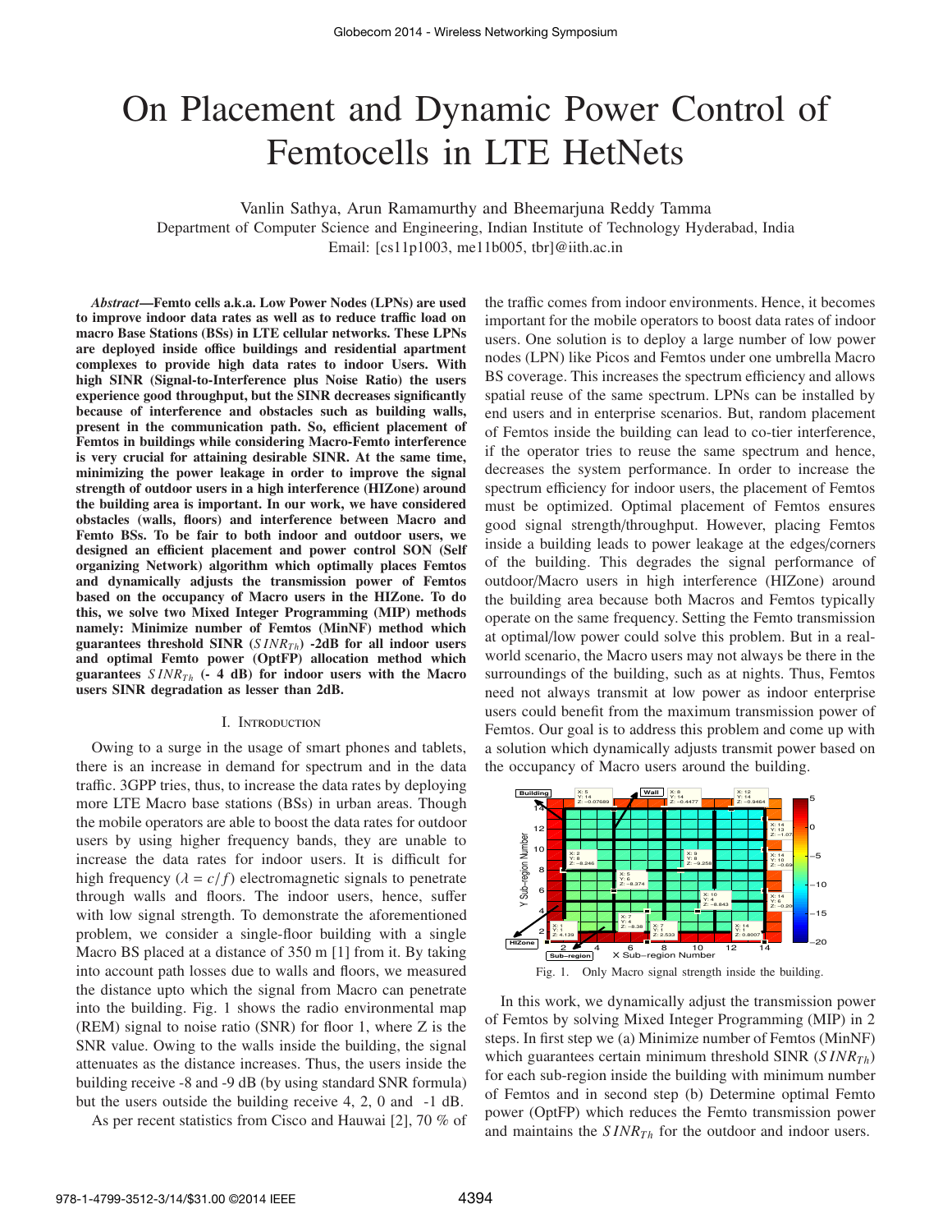# On Placement and Dynamic Power Control of Femtocells in LTE HetNets

Vanlin Sathya, Arun Ramamurthy and Bheemarjuna Reddy Tamma
Department of Computer Science and Engineering, Indian Institute of Technology Hyderabad, India
Email: [cs11p1003, me11b005, tbr]@iith.ac.in

***Abstract*—Femto cells a.k.a. Low Power Nodes (LPNs) are used to improve indoor data rates as well as to reduce traffic load on macro Base Stations (BSs) in LTE cellular networks. These LPNs are deployed inside office buildings and residential apartment complexes to provide high data rates to indoor Users. With high SINR (Signal-to-Interference plus Noise Ratio) the users experience good throughput, but the SINR decreases significantly because of interference and obstacles such as building walls, present in the communication path. So, efficient placement of Femtos in buildings while considering Macro-Femto interference is very crucial for attaining desirable SINR. At the same time, minimizing the power leakage in order to improve the signal strength of outdoor users in a high interference (HIZone) around the building area is important. In our work, we have considered obstacles (walls, floors) and interference between Macro and Femto BSs. To be fair to both indoor and outdoor users, we designed an efficient placement and power control SON (Self organizing Network) algorithm which optimally places Femtos and dynamically adjusts the transmission power of Femtos based on the occupancy of Macro users in the HIZone. To do this, we solve two Mixed Integer Programming (MIP) methods namely: Minimize number of Femtos (MinNF) method which guarantees threshold SINR ($SINR_{Th}$) -2dB for all indoor users and optimal Femto power (OptFP) allocation method which guarantees $SINR_{Th}$ (- 4 dB) for indoor users with the Macro users SINR degradation as lesser than 2dB.**

## I. Introduction

Owing to a surge in the usage of smart phones and tablets, there is an increase in demand for spectrum and in the data traffic. 3GPP tries, thus, to increase the data rates by deploying more LTE Macro base stations (BSs) in urban areas. Though the mobile operators are able to boost the data rates for outdoor users by using higher frequency bands, they are unable to increase the data rates for indoor users. It is difficult for high frequency ($\lambda = c/f$) electromagnetic signals to penetrate through walls and floors. The indoor users, hence, suffer with low signal strength. To demonstrate the aforementioned problem, we consider a single-floor building with a single Macro BS placed at a distance of 350 m [1] from it. By taking into account path losses due to walls and floors, we measured the distance upto which the signal from Macro can penetrate into the building. Fig. 1 shows the radio environmental map (REM) signal to noise ratio (SNR) for floor 1, where Z is the SNR value. Owing to the walls inside the building, the signal attenuates as the distance increases. Thus, the users inside the building receive -8 and -9 dB (by using standard SNR formula) but the users outside the building receive 4, 2, 0 and -1 dB.

As per recent statistics from Cisco and Hauwai [2], 70 % of the traffic comes from indoor environments. Hence, it becomes important for the mobile operators to boost data rates of indoor users. One solution is to deploy a large number of low power nodes (LPN) like Picos and Femtos under one umbrella Macro BS coverage. This increases the spectrum efficiency and allows spatial reuse of the same spectrum. LPNs can be installed by end users and in enterprise scenarios. But, random placement of Femtos inside the building can lead to co-tier interference, if the operator tries to reuse the same spectrum and hence, decreases the system performance. In order to increase the spectrum efficiency for indoor users, the placement of Femtos must be optimized. Optimal placement of Femtos ensures good signal strength/throughput. However, placing Femtos inside a building leads to power leakage at the edges/corners of the building. This degrades the signal performance of outdoor/Macro users in high interference (HIZone) around the building area because both Macros and Femtos typically operate on the same frequency. Setting the Femto transmission at optimal/low power could solve this problem. But in a real-world scenario, the Macro users may not always be there in the surroundings of the building, such as at nights. Thus, Femtos need not always transmit at low power as indoor enterprise users could benefit from the maximum transmission power of Femtos. Our goal is to address this problem and come up with a solution which dynamically adjusts transmit power based on the occupancy of Macro users around the building.

Building
Wall
HIZone
Sub-region
Y Sub-region Number
X Sub-region Number
X: 5 Y: 14 Z: -0.07689
X: 8 Y: 14 Z: -0.4477
X: 12 Y: 14 Z: -0.9464
X: 14 Y: 13 Z: -1.07
X: 2 Y: 8 Z: -8.246
X: 9 Y: 8 Z: -9.258
X: 14 Y: 10 Z: -0.69
X: 5 Y: 6 Z: -8.374
X: 10 Y: 4 Z: -8.843
X: 14 Y: 6 Z: -0.20
X: 7 Y: 4 Z: -8.38
X: 1 Y: 1 Z: 4.139
X: 7 Y: 1 Z: 2.533
X: 14 Y: 1 Z: 0.8007
2 4 6 8 10 12 14
2 4 6 8 10 12 14
5 0 −5 −10 −15 −20

Fig. 1. Only Macro signal strength inside the building.

In this work, we dynamically adjust the transmission power of Femtos by solving Mixed Integer Programming (MIP) in 2 steps. In first step we (a) Minimize number of Femtos (MinNF) which guarantees certain minimum threshold SINR ($SINR_{Th}$) for each sub-region inside the building with minimum number of Femtos and in second step (b) Determine optimal Femto power (OptFP) which reduces the Femto transmission power and maintains the $SINR_{Th}$ for the outdoor and indoor users.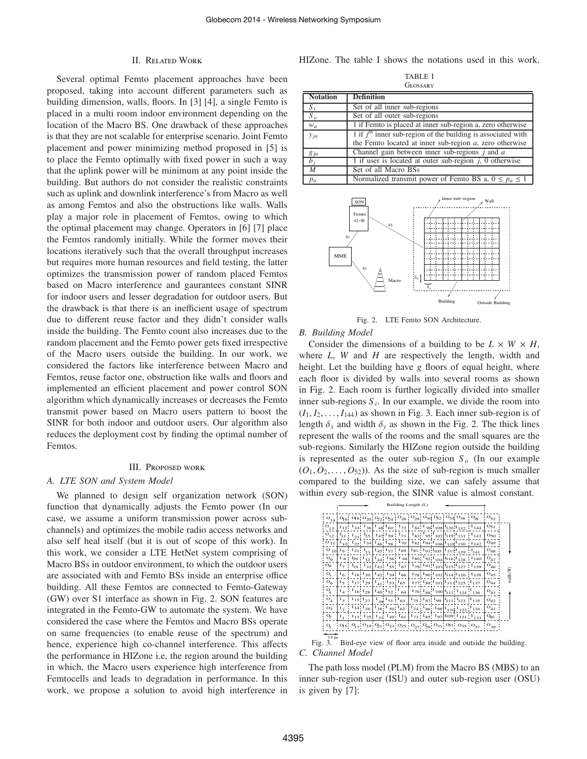## II. Related Work

Several optimal Femto placement approaches have been proposed, taking into account different parameters such as building dimension, walls, floors. In [3] [4], a single Femto is placed in a multi room indoor environment depending on the location of the Macro BS. One drawback of these approaches is that they are not scalable for enterprise scenario. Joint Femto placement and power minimizing method proposed in [5] is to place the Femto optimally with fixed power in such a way that the uplink power will be minimum at any point inside the building. But authors do not consider the realistic constraints such as uplink and downlink interference's from Macro as well as among Femtos and also the obstructions like walls. Walls play a major role in placement of Femtos, owing to which the optimal placement may change. Operators in [6] [7] place the Femtos randomly initially. While the former moves their locations iteratively such that the overall throughput increases but requires more human resources and field testing, the latter optimizes the transmission power of random placed Femtos based on Macro interference and gaurantees constant SINR for indoor users and lesser degradation for outdoor users. But the drawback is that there is an inefficient usage of spectrum due to different reuse factor and they didn't consider walls inside the building. The Femto count also increases due to the random placement and the Femto power gets fixed irrespective of the Macro users outside the building. In our work, we considered the factors like interference between Macro and Femtos, reuse factor one, obstruction like walls and floors and implemented an efficient placement and power control SON algorithm which dynamically increases or decreases the Femto transmit power based on Macro users pattern to boost the SINR for both indoor and outdoor users. Our algorithm also reduces the deployment cost by finding the optimal number of Femtos.

## III. Proposed work

### A. LTE SON and System Model

We planned to design self organization network (SON) function that dynamically adjusts the Femto power (In our case, we assume a uniform transmission power across sub-channels) and optimizes the mobile radio access networks and also self heal itself (but it is out of scope of this work). In this work, we consider a LTE HetNet system comprising of Macro BSs in outdoor environment, to which the outdoor users are associated with and Femto BSs inside an enterprise office building. All these Femtos are connected to Femto-Gateway (GW) over S1 interface as shown in Fig. 2. SON features are integrated in the Femto-GW to automate the system. We have considered the case where the Femtos and Macro BSs operate on same frequencies (to enable reuse of the spectrum) and hence, experience high co-channel interference. This affects the performance in HIZone i.e, the region around the building in which, the Macro users experience high interference from Femtocells and leads to degradation in performance. In this work, we propose a solution to avoid high interference in HIZone. The table I shows the notations used in this work.

TABLE I
Glossary

| Notation | Definition |
|---|---|
| $S_i$ | Set of all inner sub-regions |
| $S_o$ | Set of all outer sub-regions |
| $w_a$ | 1 if Femto is placed at inner sub-region a, zero otherwise |
| $y_{ja}$ | 1 if $j^{th}$ inner sub-region of the building is associated with the Femto located at inner sub-region $a$, zero otherwise |
| $g_{ja}$ | Channel gain between inner sub-regions $j$ and $a$ |
| $b_j$ | 1 if user is located at outer sub-region $j$, 0 otherwise |
| $M$ | Set of all Macro BSs |
| $p_a$ | Normalized transmit power of Femto BS a, $0 \leq p_a \leq 1$ |

SON
Femto G-W
S1
S1
MME
S1
Macro
Inner Sub-region
Wall
$\delta_y$
$\delta_x$
Building
Outside Building

Fig. 2. LTE Femto SON Architecture.

### B. Building Model

Consider the dimensions of a building to be $L \times W \times H$, where $L$, $W$ and $H$ are respectively the length, width and height. Let the building have $g$ floors of equal height, where each floor is divided by walls into several rooms as shown in Fig. 2. Each room is further logically divided into smaller inner sub-regions $S_i$. In our example, we divide the room into $(I_1, I_2, \ldots, I_{144})$ as shown in Fig. 3. Each inner sub-region is of length $\delta_x$ and width $\delta_y$ as shown in the Fig. 2. The thick lines represent the walls of the rooms and the small squares are the sub-regions. Similarly the HIZone region outside the building is represented as the outer sub-region $S_o$ (In our example $(O_1, O_2, \ldots, O_{52})$). As the size of sub-region is much smaller compared to the building size, we can safely assume that within every sub-region, the SINR value is almost constant.

Building Length (L)
width (W)
15 m

Fig. 3. Bird-eye view of floor area inside and outside the building.

### C. Channel Model

The path loss model (PLM) from the Macro BS (MBS) to an inner sub-region user (ISU) and outer sub-region user (OSU) is given by [7]: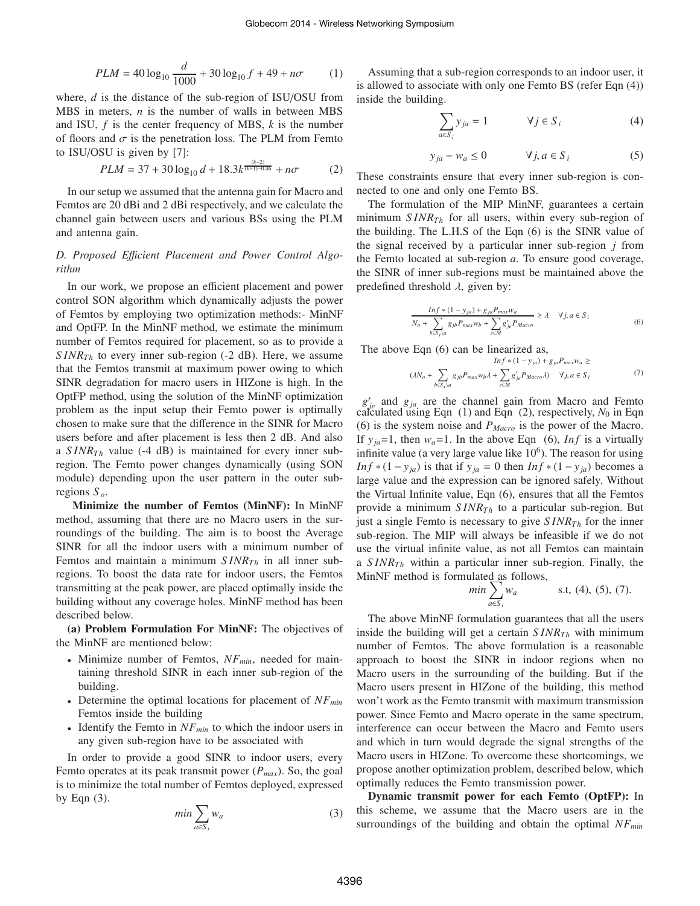$$PLM = 40\log_{10}\frac{d}{1000} + 30\log_{10} f + 49 + n\sigma \tag{1}$$

where, $d$ is the distance of the sub-region of ISU/OSU from MBS in meters, $n$ is the number of walls in between MBS and ISU, $f$ is the center frequency of MBS, $k$ is the number of floors and $\sigma$ is the penetration loss. The PLM from Femto to ISU/OSU is given by [7]:

$$PLM = 37 + 30\log_{10} d + 18.3k^{\frac{(k+2)}{(k+1)-0.46}} + n\sigma \tag{2}$$

In our setup we assumed that the antenna gain for Macro and Femtos are 20 dBi and 2 dBi respectively, and we calculate the channel gain between users and various BSs using the PLM and antenna gain.

### D. Proposed Efficient Placement and Power Control Algorithm

In our work, we propose an efficient placement and power control SON algorithm which dynamically adjusts the power of Femtos by employing two optimization methods:- MinNF and OptFP. In the MinNF method, we estimate the minimum number of Femtos required for placement, so as to provide a $SINR_{Th}$ to every inner sub-region (-2 dB). Here, we assume that the Femtos transmit at maximum power owing to which SINR degradation for macro users in HIZone is high. In the OptFP method, using the solution of the MinNF optimization problem as the input setup their Femto power is optimally chosen to make sure that the difference in the SINR for Macro users before and after placement is less then 2 dB. And also a $SINR_{Th}$ value (-4 dB) is maintained for every inner sub-region. The Femto power changes dynamically (using SON module) depending upon the user pattern in the outer sub-regions $S_o$.

**Minimize the number of Femtos (MinNF):** In MinNF method, assuming that there are no Macro users in the surroundings of the building. The aim is to boost the Average SINR for all the indoor users with a minimum number of Femtos and maintain a minimum $SINR_{Th}$ in all inner sub-regions. To boost the data rate for indoor users, the Femtos transmitting at the peak power, are placed optimally inside the building without any coverage holes. MinNF method has been described below.

**(a) Problem Formulation For MinNF:** The objectives of the MinNF are mentioned below:

- Minimize number of Femtos, $NF_{min}$, needed for maintaining threshold SINR in each inner sub-region of the building.
- Determine the optimal locations for placement of $NF_{min}$ Femtos inside the building
- Identify the Femto in $NF_{min}$ to which the indoor users in any given sub-region have to be associated with

In order to provide a good SINR to indoor users, every Femto operates at its peak transmit power ($P_{max}$). So, the goal is to minimize the total number of Femtos deployed, expressed by Eqn (3).

$$min \sum_{a \in S_i} w_a \tag{3}$$

Assuming that a sub-region corresponds to an indoor user, it is allowed to associate with only one Femto BS (refer Eqn (4)) inside the building.

$$\sum_{a \in S_i} y_{ja} = 1 \qquad \forall j \in S_i \tag{4}$$

$$y_{ja} - w_a \leq 0 \qquad \forall j, a \in S_i \tag{5}$$

These constraints ensure that every inner sub-region is connected to one and only one Femto BS.

The formulation of the MIP MinNF, guarantees a certain minimum $SINR_{Th}$ for all users, within every sub-region of the building. The L.H.S of the Eqn (6) is the SINR value of the signal received by a particular inner sub-region $j$ from the Femto located at sub-region $a$. To ensure good coverage, the SINR of inner sub-regions must be maintained above the predefined threshold $\lambda$, given by:

$$\frac{Inf * (1 - y_{ja}) + g_{ja} P_{max} w_a}{N_o + \sum_{b \in S_i \setminus a} g_{jb} P_{max} w_b + \sum_{e \in M} g'_{je} P_{Macro}} \geq \lambda \quad \forall j, a \in S_i \tag{6}$$

The above Eqn (6) can be linearized as,

$$Inf * (1 - y_{ja}) + g_{ja} P_{max} w_a \geq (\lambda N_o + \sum_{b \in S_i \setminus a} g_{jb} P_{max} w_b \lambda + \sum_{e \in M} g'_{je} P_{Macro} \lambda) \quad \forall j, a \in S_i \tag{7}$$

$g'_{je}$ and $g_{ja}$ are the channel gain from Macro and Femto calculated using Eqn (1) and Eqn (2), respectively, $N_0$ in Eqn (6) is the system noise and $P_{Macro}$ is the power of the Macro. If $y_{ja}$=1, then $w_a$=1. In the above Eqn (6), $Inf$ is a virtually infinite value (a very large value like $10^6$). The reason for using $Inf * (1 - y_{ja})$ is that if $y_{ja} = 0$ then $Inf * (1 - y_{ja})$ becomes a large value and the expression can be ignored safely. Without the Virtual Infinite value, Eqn (6), ensures that all the Femtos provide a minimum $SINR_{Th}$ to a particular sub-region. But just a single Femto is necessary to give $SINR_{Th}$ for the inner sub-region. The MIP will always be infeasible if we do not use the virtual infinite value, as not all Femtos can maintain a $SINR_{Th}$ within a particular inner sub-region. Finally, the MinNF method is formulated as follows,

$$min \sum_{a \in S_i} w_a \qquad \text{s.t, (4), (5), (7).}$$

The above MinNF formulation guarantees that all the users inside the building will get a certain $SINR_{Th}$ with minimum number of Femtos. The above formulation is a reasonable approach to boost the SINR in indoor regions when no Macro users in the surrounding of the building. But if the Macro users present in HIZone of the building, this method won't work as the Femto transmit with maximum transmission power. Since Femto and Macro operate in the same spectrum, interference can occur between the Macro and Femto users and which in turn would degrade the signal strengths of the Macro users in HIZone. To overcome these shortcomings, we propose another optimization problem, described below, which optimally reduces the Femto transmission power.

**Dynamic transmit power for each Femto (OptFP):** In this scheme, we assume that the Macro users are in the surroundings of the building and obtain the optimal $NF_{min}$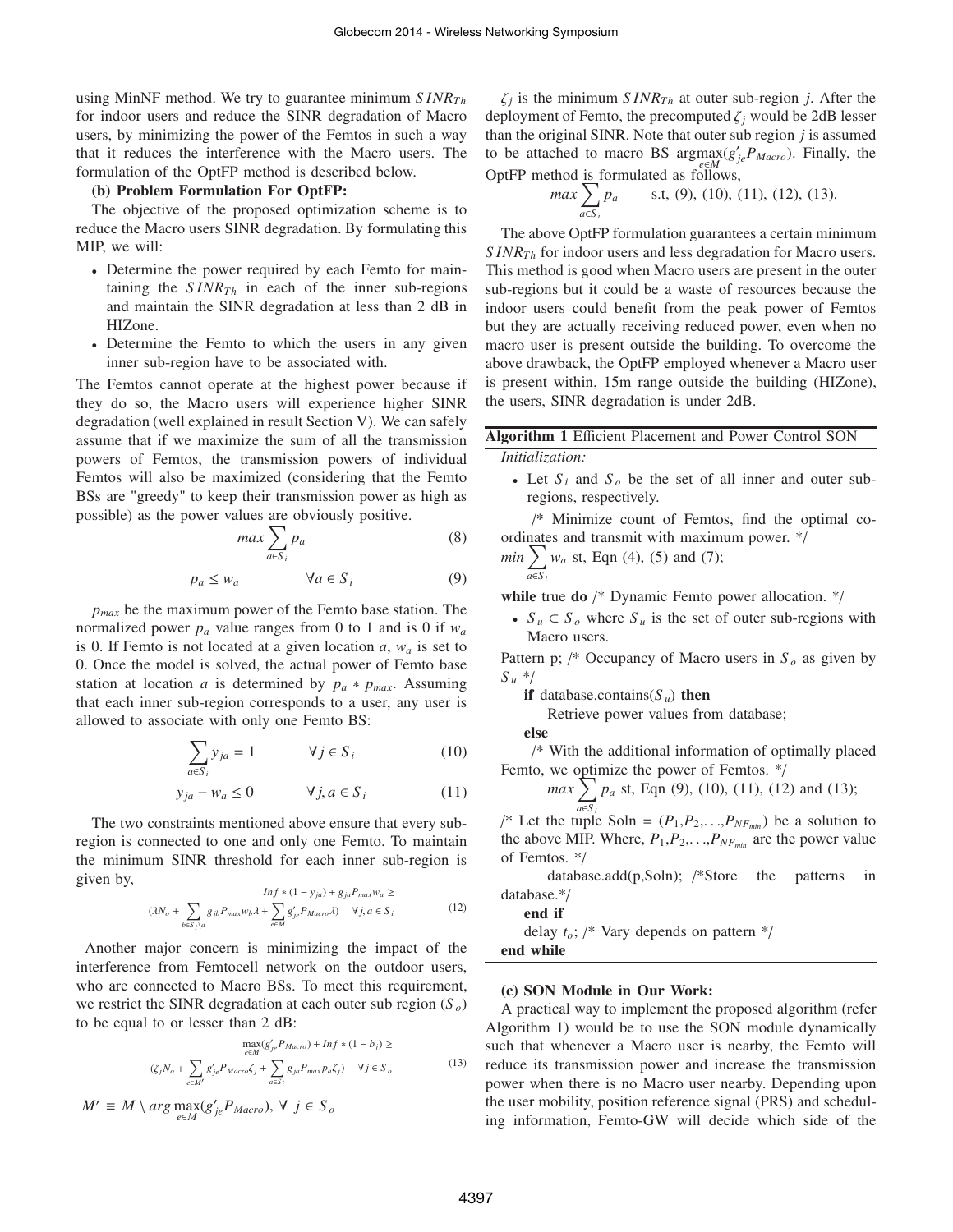using MinNF method. We try to guarantee minimum $SINR_{Th}$ for indoor users and reduce the SINR degradation of Macro users, by minimizing the power of the Femtos in such a way that it reduces the interference with the Macro users. The formulation of the OptFP method is described below.

**(b) Problem Formulation For OptFP:**

The objective of the proposed optimization scheme is to reduce the Macro users SINR degradation. By formulating this MIP, we will:

- Determine the power required by each Femto for maintaining the $SINR_{Th}$ in each of the inner sub-regions and maintain the SINR degradation at less than 2 dB in HIZone.
- Determine the Femto to which the users in any given inner sub-region have to be associated with.

The Femtos cannot operate at the highest power because if they do so, the Macro users will experience higher SINR degradation (well explained in result Section V). We can safely assume that if we maximize the sum of all the transmission powers of Femtos, the transmission powers of individual Femtos will also be maximized (considering that the Femto BSs are "greedy" to keep their transmission power as high as possible) as the power values are obviously positive.

$$max \sum_{a \in S_i} p_a \tag{8}$$

$$p_a \leq w_a \qquad \forall a \in S_i \tag{9}$$

$p_{max}$ be the maximum power of the Femto base station. The normalized power $p_a$ value ranges from 0 to 1 and is 0 if $w_a$ is 0. If Femto is not located at a given location $a$, $w_a$ is set to 0. Once the model is solved, the actual power of Femto base station at location $a$ is determined by $p_a * p_{max}$. Assuming that each inner sub-region corresponds to a user, any user is allowed to associate with only one Femto BS:

$$\sum_{a \in S_i} y_{ja} = 1 \qquad \forall j \in S_i \tag{10}$$

$$y_{ja} - w_a \leq 0 \qquad \forall j, a \in S_i \tag{11}$$

The two constraints mentioned above ensure that every sub-region is connected to one and only one Femto. To maintain the minimum SINR threshold for each inner sub-region is given by,

$$Inf * (1 - y_{ja}) + g_{ja} P_{max} w_a \geq (\lambda N_o + \sum_{b \in S_i \setminus a} g_{jb} P_{max} w_b \lambda + \sum_{e \in M} g'_{je} P_{Macro} \lambda) \quad \forall j, a \in S_i \tag{12}$$

Another major concern is minimizing the impact of the interference from Femtocell network on the outdoor users, who are connected to Macro BSs. To meet this requirement, we restrict the SINR degradation at each outer sub region ($S_o$) to be equal to or lesser than 2 dB:

$$\max_{e \in M}(g'_{je} P_{Macro}) + Inf * (1 - b_j) \geq (\zeta_j N_o + \sum_{e \in M'} g'_{je} P_{Macro} \zeta_j + \sum_{a \in S_i} g_{ja} P_{max} p_a \zeta_j) \quad \forall j \in S_o \tag{13}$$

$$M' \equiv M \setminus arg \max_{e \in M}(g'_{je} P_{Macro}), \; \forall \; j \in S_o$$

$\zeta_j$ is the minimum $SINR_{Th}$ at outer sub-region $j$. After the deployment of Femto, the precomputed $\zeta_j$ would be 2dB lesser than the original SINR. Note that outer sub region $j$ is assumed to be attached to macro BS $\arg\max_{e \in M}(g'_{je} P_{Macro})$. Finally, the OptFP method is formulated as follows,

$$max \sum_{a \in S_i} p_a \qquad \text{s.t, (9), (10), (11), (12), (13).}$$

The above OptFP formulation guarantees a certain minimum $SINR_{Th}$ for indoor users and less degradation for Macro users. This method is good when Macro users are present in the outer sub-regions but it could be a waste of resources because the indoor users could benefit from the peak power of Femtos but they are actually receiving reduced power, even when no macro user is present outside the building. To overcome the above drawback, the OptFP employed whenever a Macro user is present within, 15m range outside the building (HIZone), the users, SINR degradation is under 2dB.

**Algorithm 1** Efficient Placement and Power Control SON

```
Initialization:
  • Let S_i and S_o be the set of all inner and outer sub-regions, respectively.
  /* Minimize count of Femtos, find the optimal coordinates and transmit with maximum power. */
  min Σ_{a∈S_i} w_a st, Eqn (4), (5) and (7);
while true do /* Dynamic Femto power allocation. */
  • S_u ⊂ S_o where S_u is the set of outer sub-regions with Macro users.
  Pattern p; /* Occupancy of Macro users in S_o as given by S_u */
  if database.contains(S_u) then
      Retrieve power values from database;
  else
      /* With the additional information of optimally placed Femto, we optimize the power of Femtos. */
      max Σ_{a∈S_i} p_a st, Eqn (9), (10), (11), (12) and (13);
      /* Let the tuple Soln = (P_1,P_2,...,P_{NF_min}) be a solution to the above MIP. Where, P_1,P_2,...,P_{NF_min} are the power value of Femtos. */
      database.add(p,Soln); /*Store the patterns in database.*/
  end if
  delay t_o; /* Vary depends on pattern */
end while
```

**(c) SON Module in Our Work:**

A practical way to implement the proposed algorithm (refer Algorithm 1) would be to use the SON module dynamically such that whenever a Macro user is nearby, the Femto will reduce its transmission power and increase the transmission power when there is no Macro user nearby. Depending upon the user mobility, position reference signal (PRS) and scheduling information, Femto-GW will decide which side of the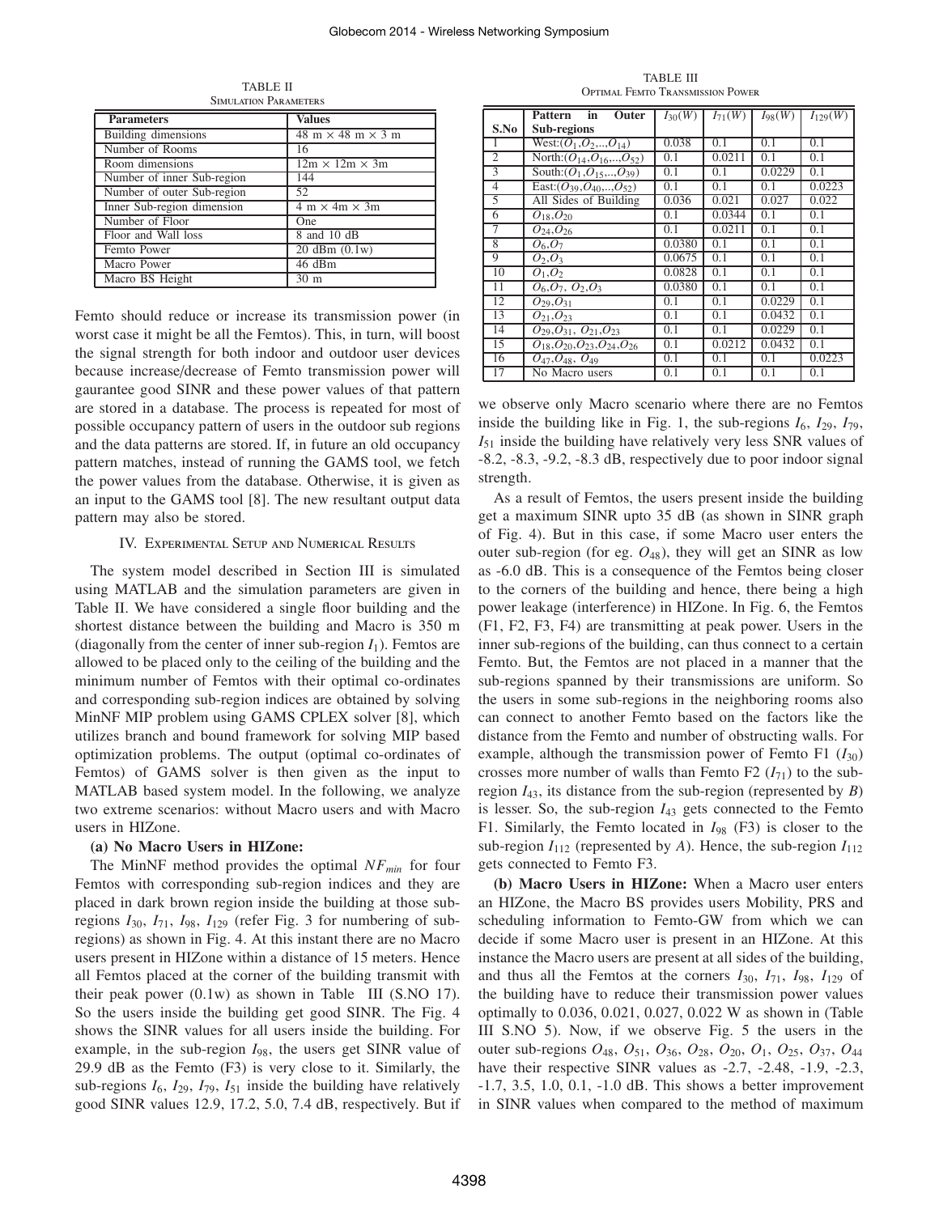TABLE II
SIMULATION PARAMETERS

| Parameters | Values |
| --- | --- |
| Building dimensions | 48 m × 48 m × 3 m |
| Number of Rooms | 16 |
| Room dimensions | 12m × 12m × 3m |
| Number of inner Sub-region | 144 |
| Number of outer Sub-region | 52 |
| Inner Sub-region dimension | 4 m × 4m × 3m |
| Number of Floor | One |
| Floor and Wall loss | 8 and 10 dB |
| Femto Power | 20 dBm (0.1w) |
| Macro Power | 46 dBm |
| Macro BS Height | 30 m |

Femto should reduce or increase its transmission power (in worst case it might be all the Femtos). This, in turn, will boost the signal strength for both indoor and outdoor user devices because increase/decrease of Femto transmission power will gaurantee good SINR and these power values of that pattern are stored in a database. The process is repeated for most of possible occupancy pattern of users in the outdoor sub regions and the data patterns are stored. If, in future an old occupancy pattern matches, instead of running the GAMS tool, we fetch the power values from the database. Otherwise, it is given as an input to the GAMS tool [8]. The new resultant output data pattern may also be stored.

## IV. Experimental Setup and Numerical Results

The system model described in Section III is simulated using MATLAB and the simulation parameters are given in Table II. We have considered a single floor building and the shortest distance between the building and Macro is 350 m (diagonally from the center of inner sub-region $I_1$). Femtos are allowed to be placed only to the ceiling of the building and the minimum number of Femtos with their optimal co-ordinates and corresponding sub-region indices are obtained by solving MinNF MIP problem using GAMS CPLEX solver [8], which utilizes branch and bound framework for solving MIP based optimization problems. The output (optimal co-ordinates of Femtos) of GAMS solver is then given as the input to MATLAB based system model. In the following, we analyze two extreme scenarios: without Macro users and with Macro users in HIZone.

**(a) No Macro Users in HIZone:**

The MinNF method provides the optimal $NF_{min}$ for four Femtos with corresponding sub-region indices and they are placed in dark brown region inside the building at those sub-regions $I_{30}$, $I_{71}$, $I_{98}$, $I_{129}$ (refer Fig. 3 for numbering of sub-regions) as shown in Fig. 4. At this instant there are no Macro users present in HIZone within a distance of 15 meters. Hence all Femtos placed at the corner of the building transmit with their peak power (0.1w) as shown in Table III (S.NO 17). So the users inside the building get good SINR. The Fig. 4 shows the SINR values for all users inside the building. For example, in the sub-region $I_{98}$, the users get SINR value of 29.9 dB as the Femto (F3) is very close to it. Similarly, the sub-regions $I_6$, $I_{29}$, $I_{79}$, $I_{51}$ inside the building have relatively good SINR values 12.9, 17.2, 5.0, 7.4 dB, respectively. But if

TABLE III
OPTIMAL FEMTO TRANSMISSION POWER

| S.No | Pattern in Outer Sub-regions | $I_{30}(W)$ | $I_{71}(W)$ | $I_{98}(W)$ | $I_{129}(W)$ |
| --- | --- | --- | --- | --- | --- |
| 1 | West:($O_1$,$O_2$,..,$O_{14}$) | 0.038 | 0.1 | 0.1 | 0.1 |
| 2 | North:($O_{14}$,$O_{16}$,..,$O_{52}$) | 0.1 | 0.0211 | 0.1 | 0.1 |
| 3 | South:($O_1$,$O_{15}$,..,$O_{39}$) | 0.1 | 0.1 | 0.0229 | 0.1 |
| 4 | East:($O_{39}$,$O_{40}$,..,$O_{52}$) | 0.1 | 0.1 | 0.1 | 0.0223 |
| 5 | All Sides of Building | 0.036 | 0.021 | 0.027 | 0.022 |
| 6 | $O_{18}$,$O_{20}$ | 0.1 | 0.0344 | 0.1 | 0.1 |
| 7 | $O_{24}$,$O_{26}$ | 0.1 | 0.0211 | 0.1 | 0.1 |
| 8 | $O_6$,$O_7$ | 0.0380 | 0.1 | 0.1 | 0.1 |
| 9 | $O_2$,$O_3$ | 0.0675 | 0.1 | 0.1 | 0.1 |
| 10 | $O_1$,$O_2$ | 0.0828 | 0.1 | 0.1 | 0.1 |
| 11 | $O_6$,$O_7$, $O_2$,$O_3$ | 0.0380 | 0.1 | 0.1 | 0.1 |
| 12 | $O_{29}$,$O_{31}$ | 0.1 | 0.1 | 0.0229 | 0.1 |
| 13 | $O_{21}$,$O_{23}$ | 0.1 | 0.1 | 0.0432 | 0.1 |
| 14 | $O_{29}$,$O_{31}$, $O_{21}$,$O_{23}$ | 0.1 | 0.1 | 0.0229 | 0.1 |
| 15 | $O_{18}$,$O_{20}$,$O_{23}$,$O_{24}$,$O_{26}$ | 0.1 | 0.0212 | 0.0432 | 0.1 |
| 16 | $O_{47}$,$O_{48}$, $O_{49}$ | 0.1 | 0.1 | 0.1 | 0.0223 |
| 17 | No Macro users | 0.1 | 0.1 | 0.1 | 0.1 |

we observe only Macro scenario where there are no Femtos inside the building like in Fig. 1, the sub-regions $I_6$, $I_{29}$, $I_{79}$, $I_{51}$ inside the building have relatively very less SNR values of -8.2, -8.3, -9.2, -8.3 dB, respectively due to poor indoor signal strength.

As a result of Femtos, the users present inside the building get a maximum SINR upto 35 dB (as shown in SINR graph of Fig. 4). But in this case, if some Macro user enters the outer sub-region (for eg. $O_{48}$), they will get an SINR as low as -6.0 dB. This is a consequence of the Femtos being closer to the corners of the building and hence, there being a high power leakage (interference) in HIZone. In Fig. 6, the Femtos (F1, F2, F3, F4) are transmitting at peak power. Users in the inner sub-regions of the building, can thus connect to a certain Femto. But, the Femtos are not placed in a manner that the sub-regions spanned by their transmissions are uniform. So the users in some sub-regions in the neighboring rooms also can connect to another Femto based on the factors like the distance from the Femto and number of obstructing walls. For example, although the transmission power of Femto F1 ($I_{30}$) crosses more number of walls than Femto F2 ($I_{71}$) to the sub-region $I_{43}$, its distance from the sub-region (represented by $B$) is lesser. So, the sub-region $I_{43}$ gets connected to the Femto F1. Similarly, the Femto located in $I_{98}$ (F3) is closer to the sub-region $I_{112}$ (represented by $A$). Hence, the sub-region $I_{112}$ gets connected to Femto F3.

**(b) Macro Users in HIZone:** When a Macro user enters an HIZone, the Macro BS provides users Mobility, PRS and scheduling information to Femto-GW from which we can decide if some Macro user is present in an HIZone. At this instance the Macro users are present at all sides of the building, and thus all the Femtos at the corners $I_{30}$, $I_{71}$, $I_{98}$, $I_{129}$ of the building have to reduce their transmission power values optimally to 0.036, 0.021, 0.027, 0.022 W as shown in (Table III S.NO 5). Now, if we observe Fig. 5 the users in the outer sub-regions $O_{48}$, $O_{51}$, $O_{36}$, $O_{28}$, $O_{20}$, $O_1$, $O_{25}$, $O_{37}$, $O_{44}$ have their respective SINR values as -2.7, -2.48, -1.9, -2.3, -1.7, 3.5, 1.0, 0.1, -1.0 dB. This shows a better improvement in SINR values when compared to the method of maximum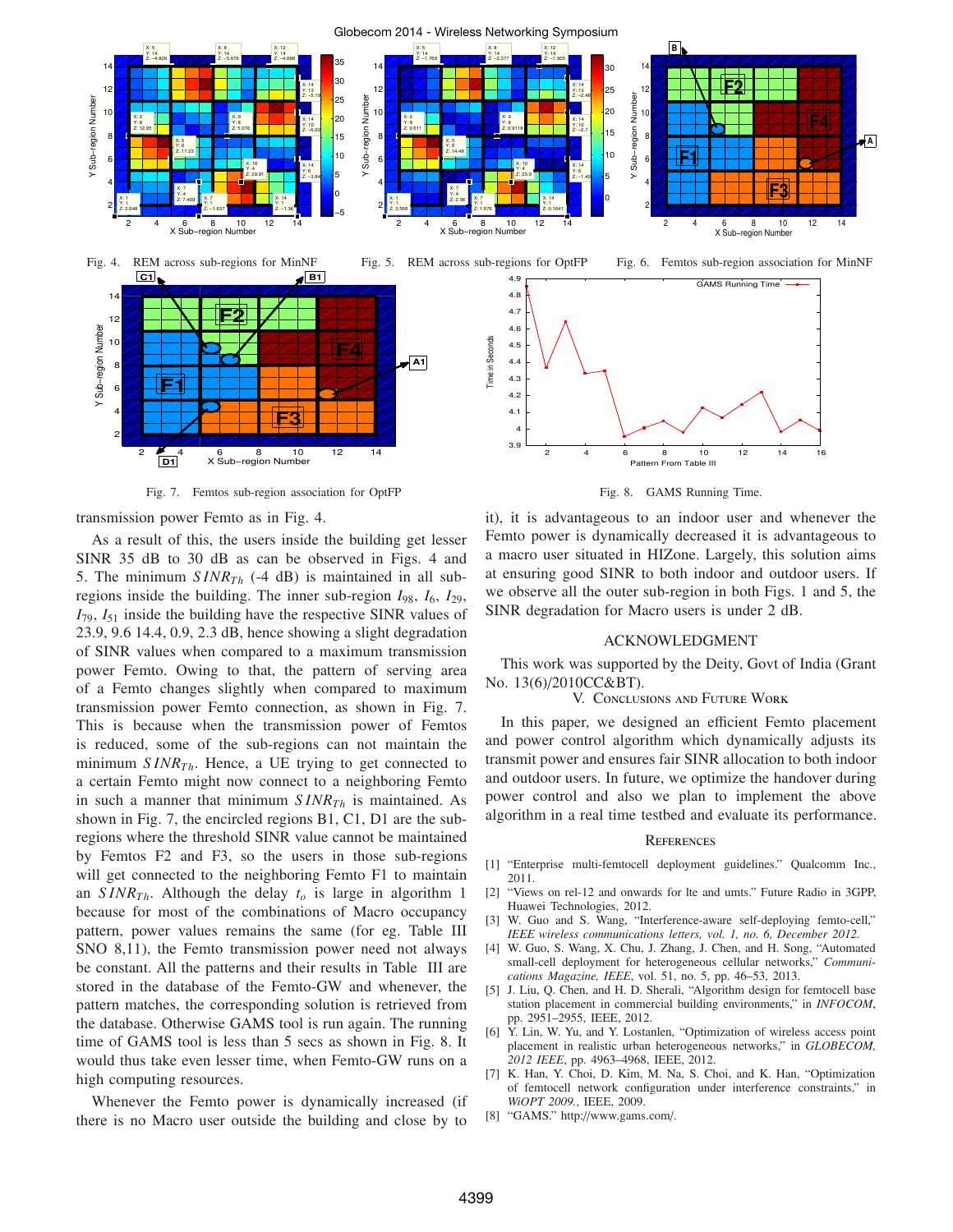Fig. 4. REM across sub-regions for MinNF

Fig. 5. REM across sub-regions for OptFP

Fig. 6. Femtos sub-region association for MinNF

Fig. 7. Femtos sub-region association for OptFP

Fig. 8. GAMS Running Time.

transmission power Femto as in Fig. 4.

As a result of this, the users inside the building get lesser SINR 35 dB to 30 dB as can be observed in Figs. 4 and 5. The minimum $SINR_{Th}$ (-4 dB) is maintained in all sub-regions inside the building. The inner sub-region $I_{98}$, $I_6$, $I_{29}$, $I_{79}$, $I_{51}$ inside the building have the respective SINR values of 23.9, 9.6 14.4, 0.9, 2.3 dB, hence showing a slight degradation of SINR values when compared to a maximum transmission power Femto. Owing to that, the pattern of serving area of a Femto changes slightly when compared to maximum transmission power Femto connection, as shown in Fig. 7. This is because when the transmission power of Femtos is reduced, some of the sub-regions can not maintain the minimum $SINR_{Th}$. Hence, a UE trying to get connected to a certain Femto might now connect to a neighboring Femto in such a manner that minimum $SINR_{Th}$ is maintained. As shown in Fig. 7, the encircled regions B1, C1, D1 are the sub-regions where the threshold SINR value cannot be maintained by Femtos F2 and F3, so the users in those sub-regions will get connected to the neighboring Femto F1 to maintain an $SINR_{Th}$. Although the delay $t_o$ is large in algorithm 1 because for most of the combinations of Macro occupancy pattern, power values remains the same (for eg. Table III SNO 8,11), the Femto transmission power need not always be constant. All the patterns and their results in Table III are stored in the database of the Femto-GW and whenever, the pattern matches, the corresponding solution is retrieved from the database. Otherwise GAMS tool is run again. The running time of GAMS tool is less than 5 secs as shown in Fig. 8. It would thus take even lesser time, when Femto-GW runs on a high computing resources.

Whenever the Femto power is dynamically increased (if there is no Macro user outside the building and close by to it), it is advantageous to an indoor user and whenever the Femto power is dynamically decreased it is advantageous to a macro user situated in HIZone. Largely, this solution aims at ensuring good SINR to both indoor and outdoor users. If we observe all the outer sub-region in both Figs. 1 and 5, the SINR degradation for Macro users is under 2 dB.

## Acknowledgment

This work was supported by the Deity, Govt of India (Grant No. 13(6)/2010CC&BT).

## V. Conclusions and Future Work

In this paper, we designed an efficient Femto placement and power control algorithm which dynamically adjusts its transmit power and ensures fair SINR allocation to both indoor and outdoor users. In future, we optimize the handover during power control and also we plan to implement the above algorithm in a real time testbed and evaluate its performance.

## References

[1] "Enterprise multi-femtocell deployment guidelines." Qualcomm Inc., 2011.

[2] "Views on rel-12 and onwards for lte and umts." Future Radio in 3GPP, Huawei Technologies, 2012.

[3] W. Guo and S. Wang, "Interference-aware self-deploying femto-cell," *IEEE wireless communications letters, vol. 1, no. 6, December 2012.*

[4] W. Guo, S. Wang, X. Chu, J. Zhang, J. Chen, and H. Song, "Automated small-cell deployment for heterogeneous cellular networks," *Communications Magazine, IEEE*, vol. 51, no. 5, pp. 46–53, 2013.

[5] J. Liu, Q. Chen, and H. D. Sherali, "Algorithm design for femtocell base station placement in commercial building environments," in *INFOCOM*, pp. 2951–2955, IEEE, 2012.

[6] Y. Lin, W. Yu, and Y. Lostanlen, "Optimization of wireless access point placement in realistic urban heterogeneous networks," in *GLOBECOM, 2012 IEEE*, pp. 4963–4968, IEEE, 2012.

[7] K. Han, Y. Choi, D. Kim, M. Na, S. Choi, and K. Han, "Optimization of femtocell network configuration under interference constraints," in *WiOPT 2009.*, IEEE, 2009.

[8] "GAMS." http://www.gams.com/.